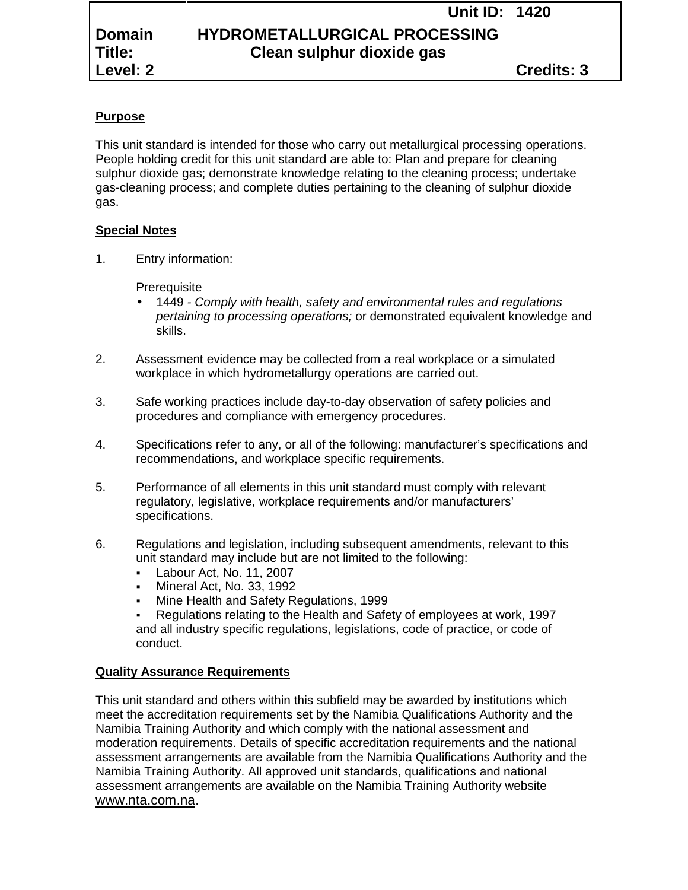| | |
|---|---|
| | **Unit ID: 1420** |
| **Domain** | **HYDROMETALLURGICAL PROCESSING** |
| **Title:** | **Clean sulphur dioxide gas** |
| **Level: 2** | **Credits: 3** |

## Purpose

This unit standard is intended for those who carry out metallurgical processing operations. People holding credit for this unit standard are able to: Plan and prepare for cleaning sulphur dioxide gas; demonstrate knowledge relating to the cleaning process; undertake gas-cleaning process; and complete duties pertaining to the cleaning of sulphur dioxide gas.

## Special Notes

1. Entry information:

   Prerequisite

   - 1449 - *Comply with health, safety and environmental rules and regulations pertaining to processing operations;* or demonstrated equivalent knowledge and skills.

2. Assessment evidence may be collected from a real workplace or a simulated workplace in which hydrometallurgy operations are carried out.

3. Safe working practices include day-to-day observation of safety policies and procedures and compliance with emergency procedures.

4. Specifications refer to any, or all of the following: manufacturer's specifications and recommendations, and workplace specific requirements.

5. Performance of all elements in this unit standard must comply with relevant regulatory, legislative, workplace requirements and/or manufacturers' specifications.

6. Regulations and legislation, including subsequent amendments, relevant to this unit standard may include but are not limited to the following:
   - Labour Act, No. 11, 2007
   - Mineral Act, No. 33, 1992
   - Mine Health and Safety Regulations, 1999
   - Regulations relating to the Health and Safety of employees at work, 1997

   and all industry specific regulations, legislations, code of practice, or code of conduct.

## Quality Assurance Requirements

This unit standard and others within this subfield may be awarded by institutions which meet the accreditation requirements set by the Namibia Qualifications Authority and the Namibia Training Authority and which comply with the national assessment and moderation requirements. Details of specific accreditation requirements and the national assessment arrangements are available from the Namibia Qualifications Authority and the Namibia Training Authority. All approved unit standards, qualifications and national assessment arrangements are available on the Namibia Training Authority website www.nta.com.na.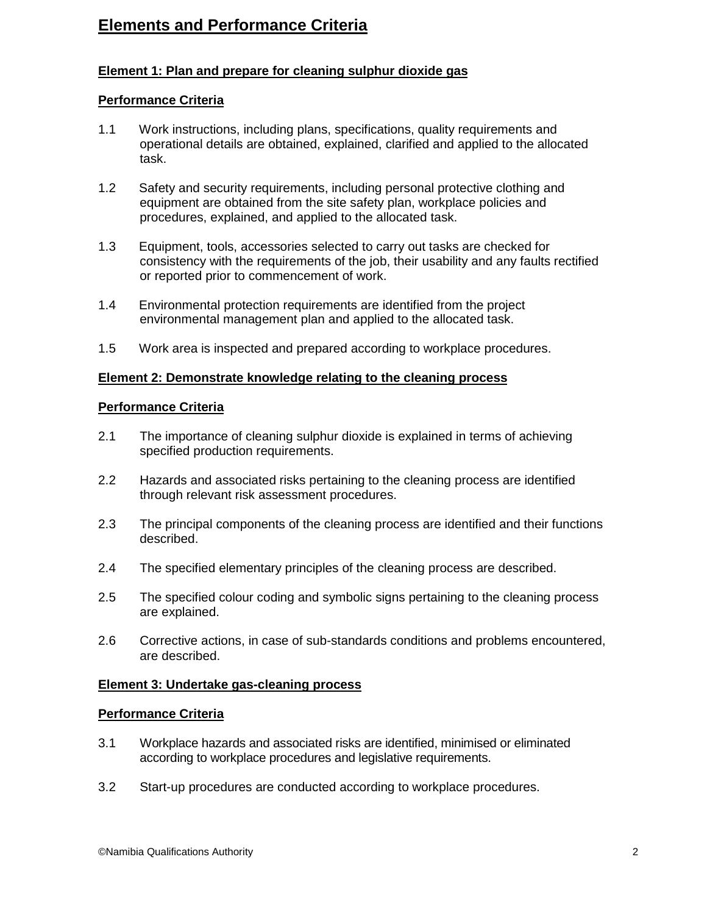## Elements and Performance Criteria

**Element 1: Plan and prepare for cleaning sulphur dioxide gas**

**Performance Criteria**

1.1 Work instructions, including plans, specifications, quality requirements and operational details are obtained, explained, clarified and applied to the allocated task.

1.2 Safety and security requirements, including personal protective clothing and equipment are obtained from the site safety plan, workplace policies and procedures, explained, and applied to the allocated task.

1.3 Equipment, tools, accessories selected to carry out tasks are checked for consistency with the requirements of the job, their usability and any faults rectified or reported prior to commencement of work.

1.4 Environmental protection requirements are identified from the project environmental management plan and applied to the allocated task.

1.5 Work area is inspected and prepared according to workplace procedures.

**Element 2: Demonstrate knowledge relating to the cleaning process**

**Performance Criteria**

2.1 The importance of cleaning sulphur dioxide is explained in terms of achieving specified production requirements.

2.2 Hazards and associated risks pertaining to the cleaning process are identified through relevant risk assessment procedures.

2.3 The principal components of the cleaning process are identified and their functions described.

2.4 The specified elementary principles of the cleaning process are described.

2.5 The specified colour coding and symbolic signs pertaining to the cleaning process are explained.

2.6 Corrective actions, in case of sub-standards conditions and problems encountered, are described.

**Element 3: Undertake gas-cleaning process**

**Performance Criteria**

3.1 Workplace hazards and associated risks are identified, minimised or eliminated according to workplace procedures and legislative requirements.

3.2 Start-up procedures are conducted according to workplace procedures.

©Namibia Qualifications Authority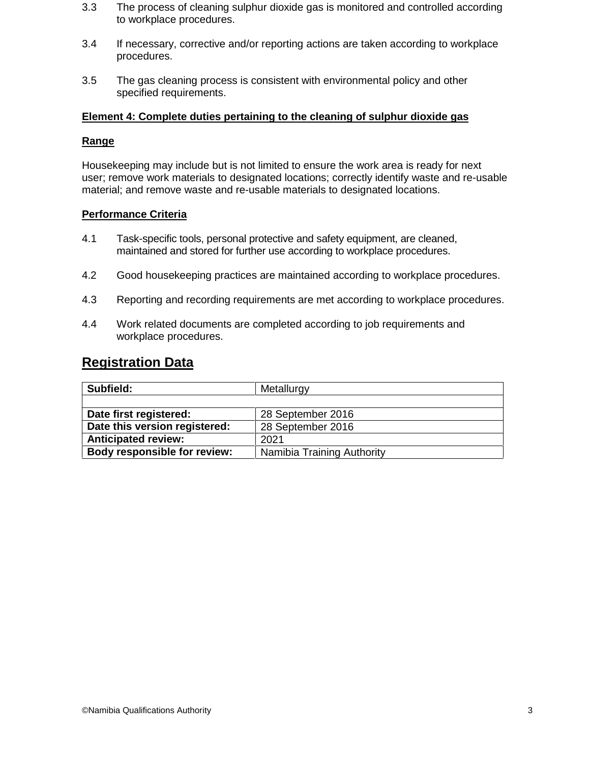3.3 The process of cleaning sulphur dioxide gas is monitored and controlled according to workplace procedures.

3.4 If necessary, corrective and/or reporting actions are taken according to workplace procedures.

3.5 The gas cleaning process is consistent with environmental policy and other specified requirements.

**Element 4: Complete duties pertaining to the cleaning of sulphur dioxide gas**

**Range**

Housekeeping may include but is not limited to ensure the work area is ready for next user; remove work materials to designated locations; correctly identify waste and re-usable material; and remove waste and re-usable materials to designated locations.

**Performance Criteria**

4.1 Task-specific tools, personal protective and safety equipment, are cleaned, maintained and stored for further use according to workplace procedures.

4.2 Good housekeeping practices are maintained according to workplace procedures.

4.3 Reporting and recording requirements are met according to workplace procedures.

4.4 Work related documents are completed according to job requirements and workplace procedures.

## Registration Data

| | |
|---|---|
| **Subfield:** | Metallurgy |
| | |
| **Date first registered:** | 28 September 2016 |
| **Date this version registered:** | 28 September 2016 |
| **Anticipated review:** | 2021 |
| **Body responsible for review:** | Namibia Training Authority |

©Namibia Qualifications Authority